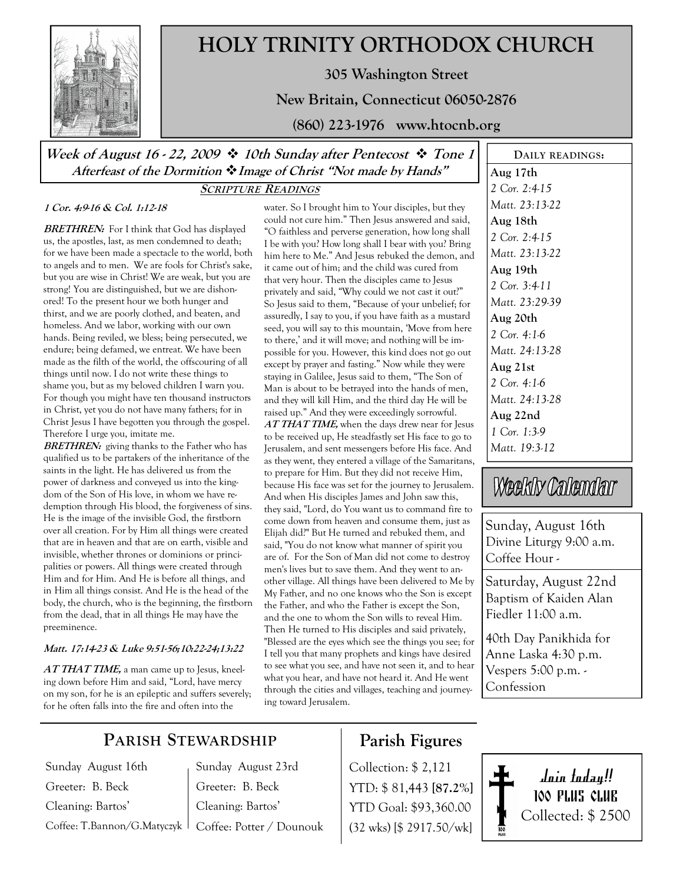# HOLY TRINITY ORTHODOX CHURCH

**305 Washington Street**

**New Britain, Connecticut 06050-2876**

**(860) 223-1976 www.htocnb.org**

***Week of August 16 - 22, 2009 ❖ 10th Sunday after Pentecost ❖ Tone 1***
***Afterfeast of the Dormition ❖ Image of Christ "Not made by Hands"***

## SCRIPTURE READINGS

***1 Cor. 4:9-16 & Col. 1:12-18***

***BRETHREN:*** For I think that God has displayed us, the apostles, last, as men condemned to death; for we have been made a spectacle to the world, both to angels and to men. We are fools for Christ's sake, but you are wise in Christ! We are weak, but you are strong! You are distinguished, but we are dishonored! To the present hour we both hunger and thirst, and we are poorly clothed, and beaten, and homeless. And we labor, working with our own hands. Being reviled, we bless; being persecuted, we endure; being defamed, we entreat. We have been made as the filth of the world, the offscouring of all things until now. I do not write these things to shame you, but as my beloved children I warn you. For though you might have ten thousand instructors in Christ, yet you do not have many fathers; for in Christ Jesus I have begotten you through the gospel. Therefore I urge you, imitate me.

***BRETHREN:*** giving thanks to the Father who has qualified us to be partakers of the inheritance of the saints in the light. He has delivered us from the power of darkness and conveyed us into the kingdom of the Son of His love, in whom we have redemption through His blood, the forgiveness of sins. He is the image of the invisible God, the firstborn over all creation. For by Him all things were created that are in heaven and that are on earth, visible and invisible, whether thrones or dominions or principalities or powers. All things were created through Him and for Him. And He is before all things, and in Him all things consist. And He is the head of the body, the church, who is the beginning, the firstborn from the dead, that in all things He may have the preeminence.

***Matt. 17:14-23 & Luke 9:51-56;10:22-24;13:22***

***AT THAT TIME,*** a man came up to Jesus, kneeling down before Him and said, "Lord, have mercy on my son, for he is an epileptic and suffers severely; for he often falls into the fire and often into the water. So I brought him to Your disciples, but they could not cure him." Then Jesus answered and said, "O faithless and perverse generation, how long shall I be with you? How long shall I bear with you? Bring him here to Me." And Jesus rebuked the demon, and it came out of him; and the child was cured from that very hour. Then the disciples came to Jesus privately and said, "Why could we not cast it out?" So Jesus said to them, "Because of your unbelief; for assuredly, I say to you, if you have faith as a mustard seed, you will say to this mountain, 'Move from here to there,' and it will move; and nothing will be impossible for you. However, this kind does not go out except by prayer and fasting." Now while they were staying in Galilee, Jesus said to them, "The Son of Man is about to be betrayed into the hands of men, and they will kill Him, and the third day He will be raised up." And they were exceedingly sorrowful.

***AT THAT TIME,*** when the days drew near for Jesus to be received up, He steadfastly set His face to go to Jerusalem, and sent messengers before His face. And as they went, they entered a village of the Samaritans, to prepare for Him. But they did not receive Him, because His face was set for the journey to Jerusalem. And when His disciples James and John saw this, they said, "Lord, do You want us to command fire to come down from heaven and consume them, just as Elijah did?" But He turned and rebuked them, and said, "You do not know what manner of spirit you are of. For the Son of Man did not come to destroy men's lives but to save them. And they went to another village. All things have been delivered to Me by My Father, and no one knows who the Son is except the Father, and who the Father is except the Son, and the one to whom the Son wills to reveal Him. Then He turned to His disciples and said privately, "Blessed are the eyes which see the things you see; for I tell you that many prophets and kings have desired to see what you see, and have not seen it, and to hear what you hear, and have not heard it. And He went through the cities and villages, teaching and journeying toward Jerusalem.

## DAILY READINGS:

**Aug 17th**
*2 Cor. 2:4-15*
*Matt. 23:13-22*

**Aug 18th**
*2 Cor. 2:4-15*
*Matt. 23:13-22*

**Aug 19th**
*2 Cor. 3:4-11*
*Matt. 23:29-39*

**Aug 20th**
*2 Cor. 4:1-6*
*Matt. 24:13-28*

**Aug 21st**
*2 Cor. 4:1-6*
*Matt. 24:13-28*

**Aug 22nd**
*1 Cor. 1:3-9*
*Matt. 19:3-12*

## Weekly Calendar

Sunday, August 16th
Divine Liturgy 9:00 a.m.
Coffee Hour -

Saturday, August 22nd
Baptism of Kaiden Alan Fiedler 11:00 a.m.

40th Day Panikhida for Anne Laska 4:30 p.m.
Vespers 5:00 p.m. - Confession

## PARISH STEWARDSHIP

| Sunday August 16th | Sunday August 23rd |
|---|---|
| Greeter: B. Beck | Greeter: B. Beck |
| Cleaning: Bartos' | Cleaning: Bartos' |
| Coffee: T.Bannon/G.Matyczyk | Coffee: Potter / Dounouk |

## Parish Figures

Collection: $ 2,121
YTD: $ 81,443 **[87.2%]**
YTD Goal: $93,360.00
(32 wks) [$ 2917.50/wk]

**Join today!!**
**100 PLUS CLUB**
Collected: $ 2500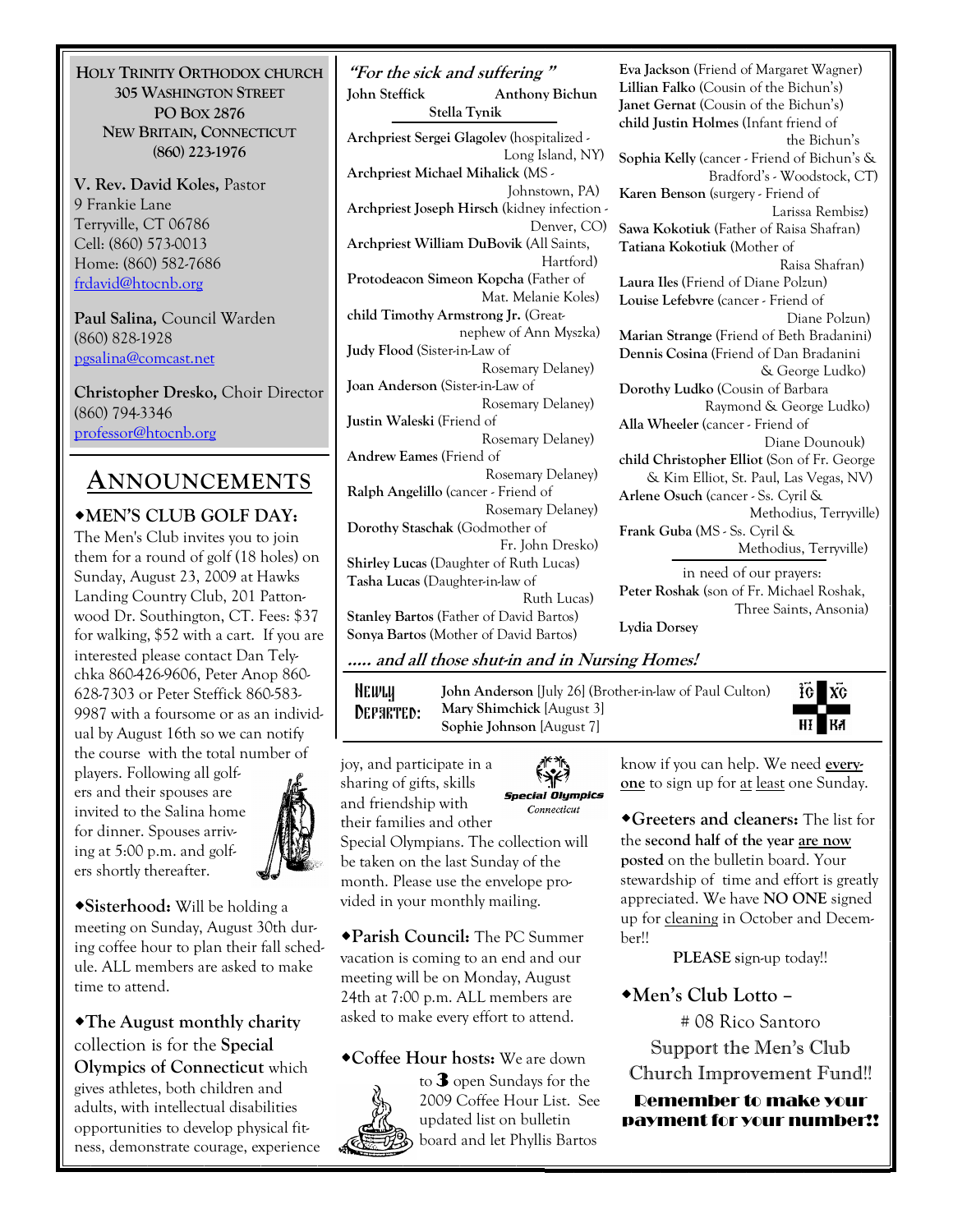**Holy Trinity Orthodox Church**
**305 Washington Street**
**PO Box 2876**
**New Britain, Connecticut**
**(860) 223-1976**

**V. Rev. David Koles,** Pastor
9 Frankie Lane
Terryville, CT 06786
Cell: (860) 573-0013
Home: (860) 582-7686
frdavid@htocnb.org

**Paul Salina,** Council Warden
(860) 828-1928
pgsalina@comcast.net

**Christopher Dresko,** Choir Director
(860) 794-3346
professor@htocnb.org

# ANNOUNCEMENTS

**◆MEN'S CLUB GOLF DAY:** The Men's Club invites you to join them for a round of golf (18 holes) on Sunday, August 23, 2009 at Hawks Landing Country Club, 201 Pattonwood Dr. Southington, CT. Fees: $37 for walking, $52 with a cart. If you are interested please contact Dan Telychka 860-426-9606, Peter Anop 860-628-7303 or Peter Steffick 860-583-9987 with a foursome or as an individual by August 16th so we can notify the course with the total number of players. Following all golfers and their spouses are invited to the Salina home for dinner. Spouses arriving at 5:00 p.m. and golfers shortly thereafter.

**◆Sisterhood:** Will be holding a meeting on Sunday, August 30th during coffee hour to plan their fall schedule. ALL members are asked to make time to attend.

**◆The August monthly charity** collection is for the **Special Olympics of Connecticut** which gives athletes, both children and adults, with intellectual disabilities opportunities to develop physical fitness, demonstrate courage, experience joy, and participate in a sharing of gifts, skills and friendship with their families and other Special Olympians. The collection will be taken on the last Sunday of the month. Please use the envelope provided in your monthly mailing.

**◆Parish Council:** The PC Summer vacation is coming to an end and our meeting will be on Monday, August 24th at 7:00 p.m. ALL members are asked to make every effort to attend.

**◆Coffee Hour hosts:** We are down to **3** open Sundays for the 2009 Coffee Hour List. See updated list on bulletin board and let Phyllis Bartos know if you can help. We need **every-one** to sign up for at least one Sunday.

**◆Greeters and cleaners:** The list for the **second half of the year** **are now posted** on the bulletin board. Your stewardship of time and effort is greatly appreciated. We have **NO ONE** signed up for cleaning in October and December!!

**PLEASE** sign-up today!!

**◆Men's Club Lotto –**
# 08 Rico Santoro
Support the Men's Club Church Improvement Fund!!
**Remember to make your payment for your number!!**

***"For the sick and suffering"***

**John Steffick**
**Anthony Bichun**
**Stella Tynik**

**Archpriest Sergei Glagolev** (hospitalized - Long Island, NY)
**Archpriest Michael Mihalick** (MS - Johnstown, PA)
**Archpriest Joseph Hirsch** (kidney infection - Denver, CO)
**Archpriest William DuBovik** (All Saints, Hartford)
**Protodeacon Simeon Kopcha** (Father of Mat. Melanie Koles)
**child Timothy Armstrong Jr.** (Great-nephew of Ann Myszka)
**Judy Flood** (Sister-in-Law of Rosemary Delaney)
**Joan Anderson** (Sister-in-Law of Rosemary Delaney)
**Justin Waleski** (Friend of Rosemary Delaney)
**Andrew Eames** (Friend of Rosemary Delaney)
**Ralph Angelillo** (cancer - Friend of Rosemary Delaney)
**Dorothy Staschak** (Godmother of Fr. John Dresko)
**Shirley Lucas** (Daughter of Ruth Lucas)
**Tasha Lucas** (Daughter-in-law of Ruth Lucas)
**Stanley Bartos** (Father of David Bartos)
**Sonya Bartos** (Mother of David Bartos)
**Eva Jackson** (Friend of Margaret Wagner)
**Lillian Falko** (Cousin of the Bichun's)
**Janet Gernat** (Cousin of the Bichun's)
**child Justin Holmes** (Infant friend of the Bichun's)
**Sophia Kelly** (cancer - Friend of Bichun's & Bradford's - Woodstock, CT)
**Karen Benson** (surgery - Friend of Larissa Rembisz)
**Sawa Kokotiuk** (Father of Raisa Shafran)
**Tatiana Kokotiuk** (Mother of Raisa Shafran)
**Laura Iles** (Friend of Diane Polzun)
**Louise Lefebvre** (cancer - Friend of Diane Polzun)
**Marian Strange** (Friend of Beth Bradanini)
**Dennis Cosina** (Friend of Dan Bradanini & George Ludko)
**Dorothy Ludko** (Cousin of Barbara Raymond & George Ludko)
**Alla Wheeler** (cancer - Friend of Diane Dounouk)
**child Christopher Elliot** (Son of Fr. George & Kim Elliot, St. Paul, Las Vegas, NV)
**Arlene Osuch** (cancer - Ss. Cyril & Methodius, Terryville)
**Frank Guba** (MS - Ss. Cyril & Methodius, Terryville)

in need of our prayers:
**Peter Roshak** (son of Fr. Michael Roshak, Three Saints, Ansonia)
**Lydia Dorsey**

***..... and all those shut-in and in Nursing Homes!***

**Newly Departed:**
**John Anderson** [July 26] (Brother-in-law of Paul Culton)
**Mary Shimchick** [August 3]
**Sophie Johnson** [August 7]

IC XC
NI KA